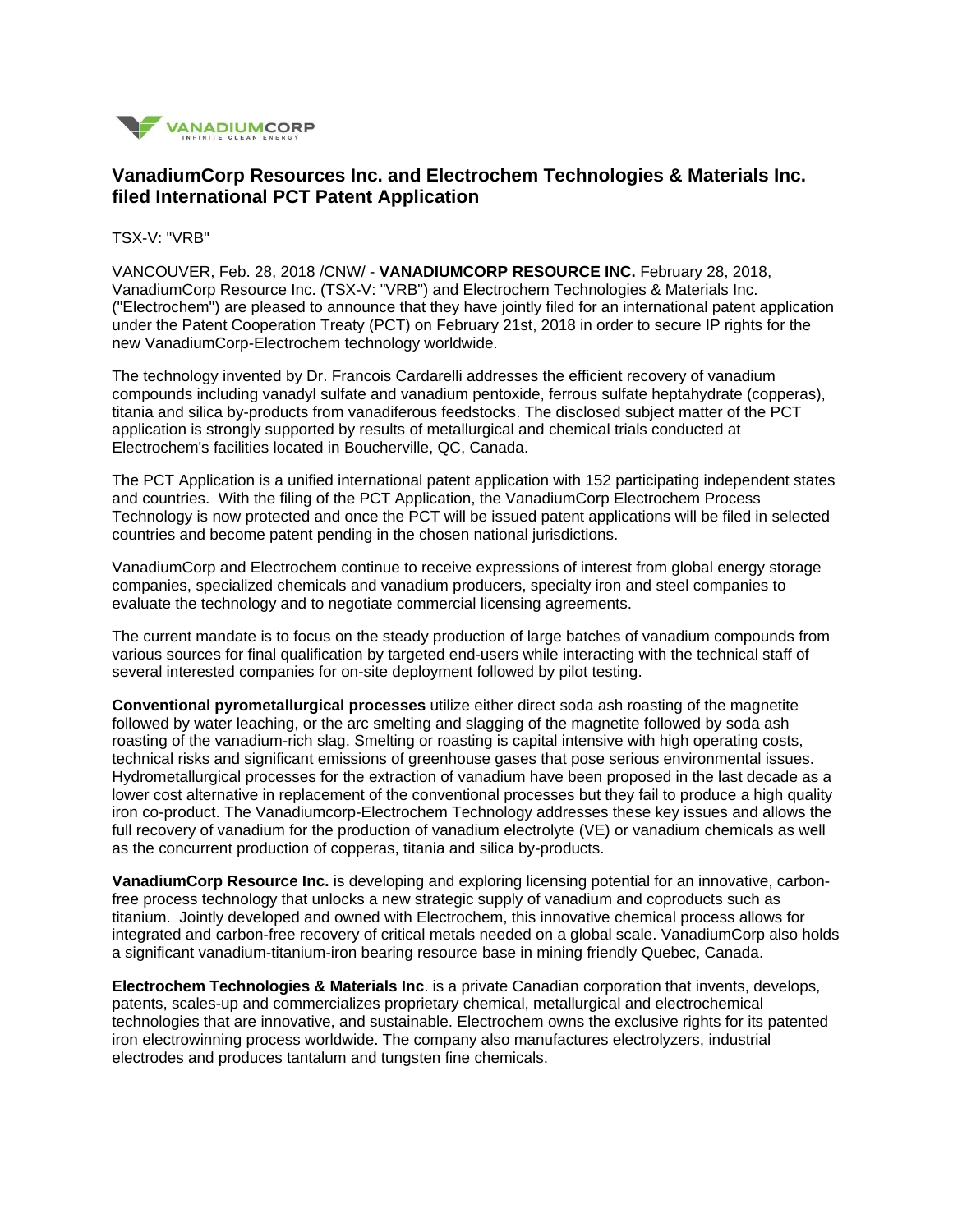# VanadiumCorp Resources Inc. and Electrochem Technologies & Materials Inc. filed International PCT Patent Application

TSX-V: "VRB"

VANCOUVER, Feb. 28, 2018 /CNW/ - **VANADIUMCORP RESOURCE INC.** February 28, 2018, VanadiumCorp Resource Inc. (TSX-V: "VRB") and Electrochem Technologies & Materials Inc. ("Electrochem") are pleased to announce that they have jointly filed for an international patent application under the Patent Cooperation Treaty (PCT) on February 21st, 2018 in order to secure IP rights for the new VanadiumCorp-Electrochem technology worldwide.

The technology invented by Dr. Francois Cardarelli addresses the efficient recovery of vanadium compounds including vanadyl sulfate and vanadium pentoxide, ferrous sulfate heptahydrate (copperas), titania and silica by-products from vanadiferous feedstocks. The disclosed subject matter of the PCT application is strongly supported by results of metallurgical and chemical trials conducted at Electrochem's facilities located in Boucherville, QC, Canada.

The PCT Application is a unified international patent application with 152 participating independent states and countries. With the filing of the PCT Application, the VanadiumCorp Electrochem Process Technology is now protected and once the PCT will be issued patent applications will be filed in selected countries and become patent pending in the chosen national jurisdictions.

VanadiumCorp and Electrochem continue to receive expressions of interest from global energy storage companies, specialized chemicals and vanadium producers, specialty iron and steel companies to evaluate the technology and to negotiate commercial licensing agreements.

The current mandate is to focus on the steady production of large batches of vanadium compounds from various sources for final qualification by targeted end-users while interacting with the technical staff of several interested companies for on-site deployment followed by pilot testing.

**Conventional pyrometallurgical processes** utilize either direct soda ash roasting of the magnetite followed by water leaching, or the arc smelting and slagging of the magnetite followed by soda ash roasting of the vanadium-rich slag. Smelting or roasting is capital intensive with high operating costs, technical risks and significant emissions of greenhouse gases that pose serious environmental issues. Hydrometallurgical processes for the extraction of vanadium have been proposed in the last decade as a lower cost alternative in replacement of the conventional processes but they fail to produce a high quality iron co-product. The Vanadiumcorp-Electrochem Technology addresses these key issues and allows the full recovery of vanadium for the production of vanadium electrolyte (VE) or vanadium chemicals as well as the concurrent production of copperas, titania and silica by-products.

**VanadiumCorp Resource Inc.** is developing and exploring licensing potential for an innovative, carbon-free process technology that unlocks a new strategic supply of vanadium and coproducts such as titanium. Jointly developed and owned with Electrochem, this innovative chemical process allows for integrated and carbon-free recovery of critical metals needed on a global scale. VanadiumCorp also holds a significant vanadium-titanium-iron bearing resource base in mining friendly Quebec, Canada.

**Electrochem Technologies & Materials Inc**. is a private Canadian corporation that invents, develops, patents, scales-up and commercializes proprietary chemical, metallurgical and electrochemical technologies that are innovative, and sustainable. Electrochem owns the exclusive rights for its patented iron electrowinning process worldwide. The company also manufactures electrolyzers, industrial electrodes and produces tantalum and tungsten fine chemicals.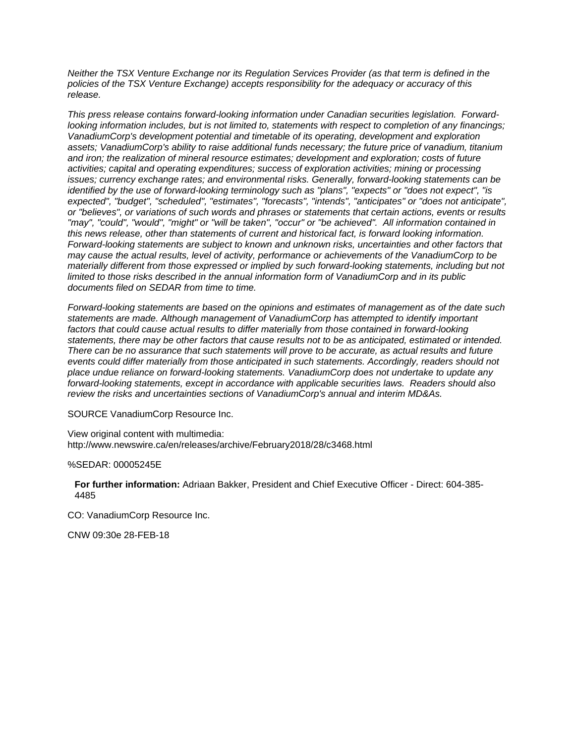*Neither the TSX Venture Exchange nor its Regulation Services Provider (as that term is defined in the policies of the TSX Venture Exchange) accepts responsibility for the adequacy or accuracy of this release.*

*This press release contains forward-looking information under Canadian securities legislation. Forward-looking information includes, but is not limited to, statements with respect to completion of any financings; VanadiumCorp's development potential and timetable of its operating, development and exploration assets; VanadiumCorp's ability to raise additional funds necessary; the future price of vanadium, titanium and iron; the realization of mineral resource estimates; development and exploration; costs of future activities; capital and operating expenditures; success of exploration activities; mining or processing issues; currency exchange rates; and environmental risks. Generally, forward-looking statements can be identified by the use of forward-looking terminology such as "plans", "expects" or "does not expect", "is expected", "budget", "scheduled", "estimates", "forecasts", "intends", "anticipates" or "does not anticipate", or "believes", or variations of such words and phrases or statements that certain actions, events or results "may", "could", "would", "might" or "will be taken", "occur" or "be achieved". All information contained in this news release, other than statements of current and historical fact, is forward looking information. Forward-looking statements are subject to known and unknown risks, uncertainties and other factors that may cause the actual results, level of activity, performance or achievements of the VanadiumCorp to be materially different from those expressed or implied by such forward-looking statements, including but not limited to those risks described in the annual information form of VanadiumCorp and in its public documents filed on SEDAR from time to time.*

*Forward-looking statements are based on the opinions and estimates of management as of the date such statements are made. Although management of VanadiumCorp has attempted to identify important factors that could cause actual results to differ materially from those contained in forward-looking statements, there may be other factors that cause results not to be as anticipated, estimated or intended. There can be no assurance that such statements will prove to be accurate, as actual results and future events could differ materially from those anticipated in such statements. Accordingly, readers should not place undue reliance on forward-looking statements. VanadiumCorp does not undertake to update any forward-looking statements, except in accordance with applicable securities laws. Readers should also review the risks and uncertainties sections of VanadiumCorp's annual and interim MD&As.*

SOURCE VanadiumCorp Resource Inc.

View original content with multimedia:
http://www.newswire.ca/en/releases/archive/February2018/28/c3468.html

%SEDAR: 00005245E

**For further information:** Adriaan Bakker, President and Chief Executive Officer - Direct: 604-385-4485

CO: VanadiumCorp Resource Inc.

CNW 09:30e 28-FEB-18